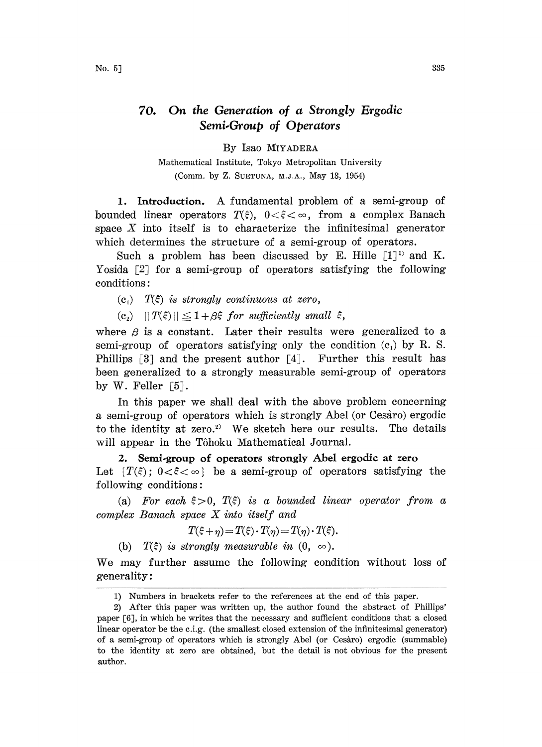# 70. On the Generation of a Strongly Ergodic Semi-Group of Operators

By Isao MIYADERA

Mathematical Institute, Tokyo Metropolitan University

(Comm. by Z. SUETUNA, M.J.A., May 13, 1954)

**1. Introduction.** A fundamental problem of a semi-group of bounded linear operators $T(\xi)$, $0<\xi<\infty$, from a complex Banach space $X$ into itself is to characterize the infinitesimal generator which determines the structure of a semi-group of operators.

Such a problem has been discussed by E. Hille [1][1)] and K. Yosida [2] for a semi-group of operators satisfying the following conditions:

($c_1$) *$T(\xi)$ is strongly continuous at zero,*

($c_2$) *$\|T(\xi)\| \leqq 1+\beta\xi$ for sufficiently small $\xi$,*

where $\beta$ is a constant. Later their results were generalized to a semi-group of operators satisfying only the condition ($c_1$) by R. S. Phillips [3] and the present author [4]. Further this result has been generalized to a strongly measurable semi-group of operators by W. Feller [5].

In this paper we shall deal with the above problem concerning a semi-group of operators which is strongly Abel (or Cesàro) ergodic to the identity at zero.[2)] We sketch here our results. The details will appear in the Tôhoku Mathematical Journal.

**2. Semi-group of operators strongly Abel ergodic at zero**

Let $\{T(\xi);\ 0<\xi<\infty\}$ be a semi-group of operators satisfying the following conditions:

(a) *For each $\xi>0$, $T(\xi)$ is a bounded linear operator from a complex Banach space $X$ into itself and*

$$T(\xi+\eta)=T(\xi)\cdot T(\eta)=T(\eta)\cdot T(\xi).$$

(b) *$T(\xi)$ is strongly measurable in $(0,\ \infty)$.*

We may further assume the following condition without loss of generality:

---

1) Numbers in brackets refer to the references at the end of this paper.

2) After this paper was written up, the author found the abstract of Phillips' paper [6], in which he writes that the necessary and sufficient conditions that a closed linear operator be the c.i.g. (the smallest closed extension of the infinitesimal generator) of a semi-group of operators which is strongly Abel (or Cesàro) ergodic (summable) to the identity at zero are obtained, but the detail is not obvious for the present author.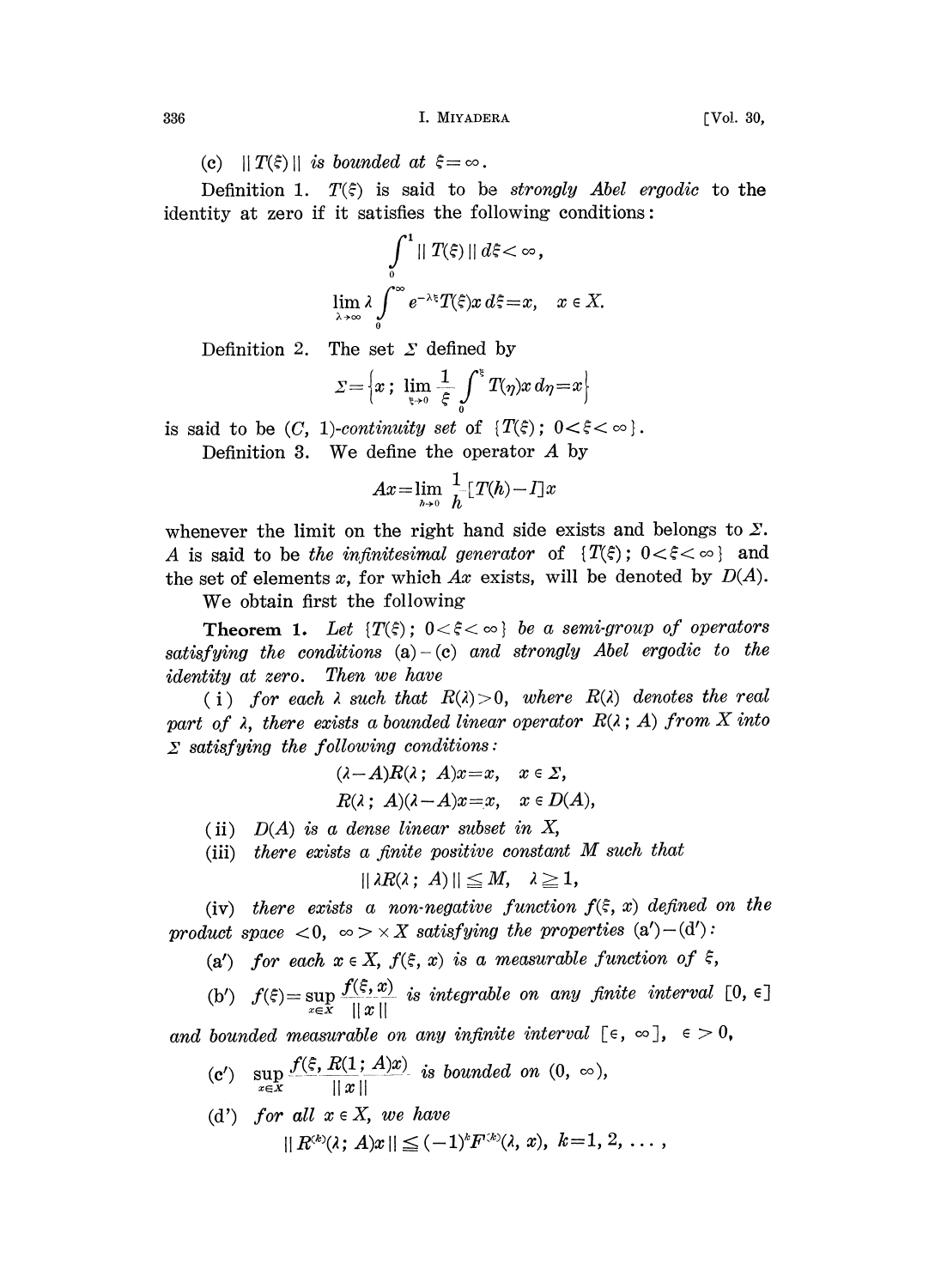(c) $\| T(\xi) \|$ *is bounded at* $\xi = \infty$.

Definition 1. $T(\xi)$ is said to be *strongly Abel ergodic* to the identity at zero if it satisfies the following conditions:

$$\int_0^1 \| T(\xi) \| \, d\xi < \infty,$$

$$\lim_{\lambda \to \infty} \lambda \int_0^\infty e^{-\lambda \xi} T(\xi) x \, d\xi = x, \quad x \in X.$$

Definition 2. The set $\Sigma$ defined by

$$\Sigma = \left\{ x \, ; \, \lim_{\xi \to 0} \frac{1}{\xi} \int_0^\xi T(\eta) x \, d\eta = x \right\}$$

is said to be *(C, 1)-continuity set* of $\{ T(\xi) \, ; \, 0 < \xi < \infty \}$.

Definition 3. We define the operator $A$ by

$$Ax = \lim_{h \to 0} \frac{1}{h} [T(h) - I] x$$

whenever the limit on the right hand side exists and belongs to $\Sigma$. $A$ is said to be *the infinitesimal generator* of $\{ T(\xi) \, ; \, 0 < \xi < \infty \}$ and the set of elements $x$, for which $Ax$ exists, will be denoted by $D(A)$.

We obtain first the following

**Theorem 1.** *Let* $\{ T(\xi) \, ; \, 0 < \xi < \infty \}$ *be a semi-group of operators satisfying the conditions* (a)–(c) *and strongly Abel ergodic to the identity at zero. Then we have*

(i) *for each* $\lambda$ *such that* $R(\lambda) > 0$, *where* $R(\lambda)$ *denotes the real part of* $\lambda$, *there exists a bounded linear operator* $R(\lambda \, ; \, A)$ *from* $X$ *into* $\Sigma$ *satisfying the following conditions:*

$$(\lambda - A) R(\lambda \, ; \, A) x = x, \quad x \in \Sigma,$$

$$R(\lambda \, ; \, A)(\lambda - A) x = x, \quad x \in D(A),$$

(ii) $D(A)$ *is a dense linear subset in* $X$,

(iii) *there exists a finite positive constant* $M$ *such that*

$$\| \lambda R(\lambda \, ; \, A) \| \leqq M, \quad \lambda \geqq 1,$$

(iv) *there exists a non-negative function* $f(\xi, x)$ *defined on the product space* $< 0, \infty > \times X$ *satisfying the properties* (a')–(d'):

(a') *for each* $x \in X$, $f(\xi, x)$ *is a measurable function of* $\xi$,

(b') $f(\xi) = \sup_{x \in X} \dfrac{f(\xi, x)}{\| x \|}$ *is integrable on any finite interval* $[0, \epsilon]$ *and bounded measurable on any infinite interval* $[\epsilon, \infty]$, $\epsilon > 0$,

(c') $\sup_{x \in X} \dfrac{f(\xi, R(1 \, ; \, A) x)}{\| x \|}$ *is bounded on* $(0, \infty)$,

(d') *for all* $x \in X$, *we have*

$$\| R^{(k)}(\lambda \, ; \, A) x \| \leqq (-1)^k F^{(k)}(\lambda, x), \quad k = 1, 2, \ldots,$$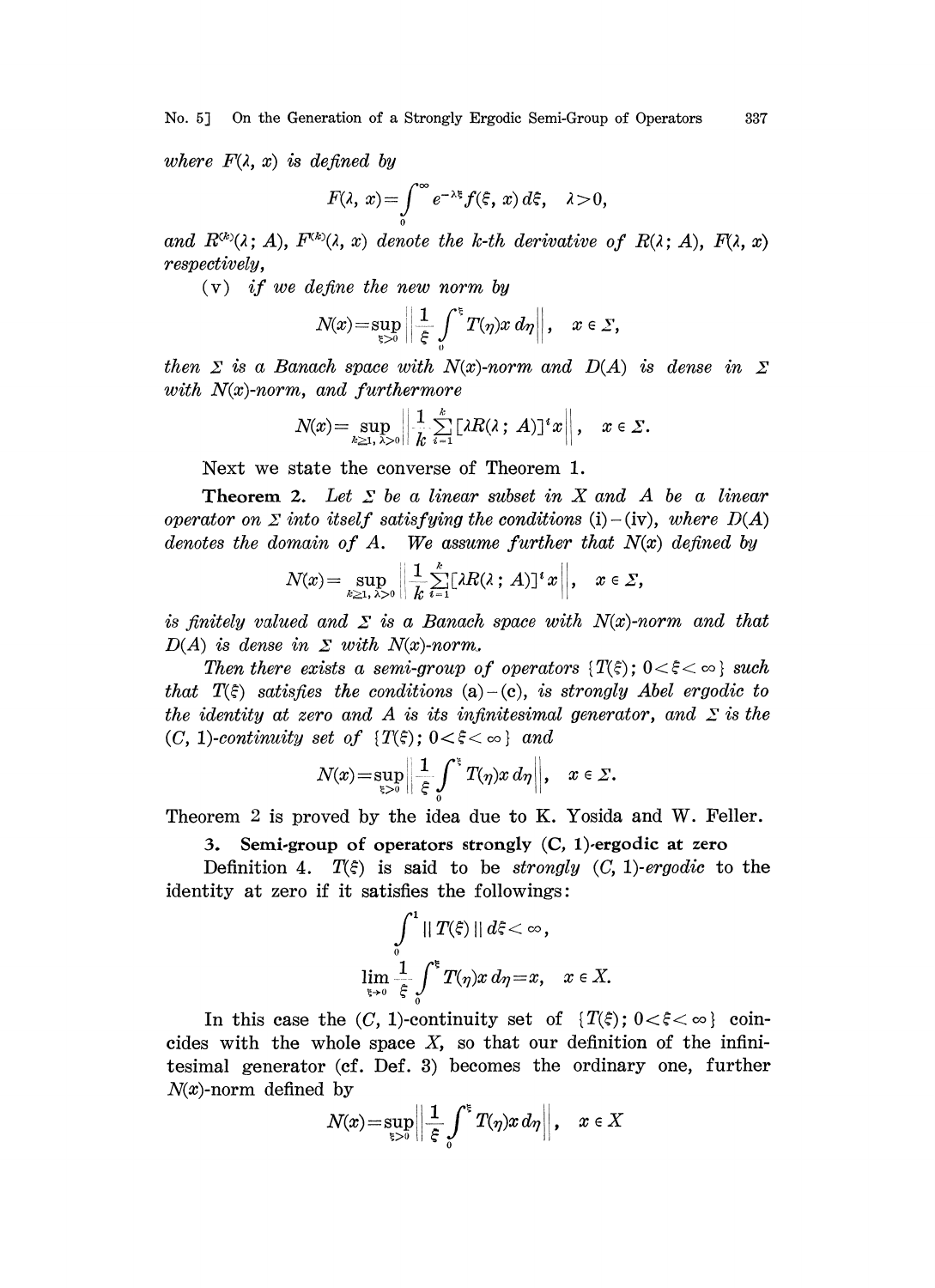*where* $F(\lambda, x)$ *is defined by*

$$F(\lambda, x)=\int_0^\infty e^{-\lambda\xi}f(\xi, x)\,d\xi, \quad \lambda>0,$$

*and* $R^{(k)}(\lambda; A)$, $F^{(k)}(\lambda, x)$ *denote the k-th derivative of* $R(\lambda; A)$, $F(\lambda, x)$ *respectively,*

(v) *if we define the new norm by*

$$N(x)=\sup_{\xi>0}\left\|\frac{1}{\xi}\int_0^\xi T(\eta)x\,d\eta\right\|, \quad x \in \Sigma,$$

*then* $\Sigma$ *is a Banach space with* $N(x)$*-norm and* $D(A)$ *is dense in* $\Sigma$ *with* $N(x)$*-norm, and furthermore*

$$N(x)=\sup_{k\geq 1,\,\lambda>0}\left\|\frac{1}{k}\sum_{i=1}^{k}[\lambda R(\lambda; A)]^i x\right\|, \quad x \in \Sigma.$$

Next we state the converse of Theorem 1.

**Theorem 2.** *Let* $\Sigma$ *be a linear subset in* $X$ *and* $A$ *be a linear operator on* $\Sigma$ *into itself satisfying the conditions* (i) – (iv), *where* $D(A)$ *denotes the domain of* $A$. *We assume further that* $N(x)$ *defined by*

$$N(x)=\sup_{k\geq 1,\,\lambda>0}\left\|\frac{1}{k}\sum_{i=1}^{k}[\lambda R(\lambda; A)]^i x\right\|, \quad x \in \Sigma,$$

*is finitely valued and* $\Sigma$ *is a Banach space with* $N(x)$*-norm and that* $D(A)$ *is dense in* $\Sigma$ *with* $N(x)$*-norm.*

*Then there exists a semi-group of operators* $\{T(\xi);\ 0<\xi<\infty\}$ *such that* $T(\xi)$ *satisfies the conditions* (a) – (c), *is strongly Abel ergodic to the identity at zero and* $A$ *is its infinitesimal generator, and* $\Sigma$ *is the* $(C, 1)$*-continuity set of* $\{T(\xi);\ 0<\xi<\infty\}$ *and*

$$N(x)=\sup_{\xi>0}\left\|\frac{1}{\xi}\int_0^\xi T(\eta)x\,d\eta\right\|, \quad x \in \Sigma.$$

Theorem 2 is proved by the idea due to K. Yosida and W. Feller.

## 3. Semi-group of operators strongly (C, 1)-ergodic at zero

Definition 4. $T(\xi)$ is said to be *strongly* $(C, 1)$*-ergodic* to the identity at zero if it satisfies the followings:

$$\int_0^1 \| T(\xi) \|\, d\xi<\infty,$$

$$\lim_{\xi\to 0}\frac{1}{\xi}\int_0^\xi T(\eta)x\,d\eta=x, \quad x \in X.$$

In this case the $(C, 1)$-continuity set of $\{T(\xi);\ 0<\xi<\infty\}$ coincides with the whole space $X$, so that our definition of the infinitesimal generator (cf. Def. 3) becomes the ordinary one, further $N(x)$-norm defined by

$$N(x)=\sup_{\xi>0}\left\|\frac{1}{\xi}\int_0^\xi T(\eta)x\,d\eta\right\|, \quad x \in X$$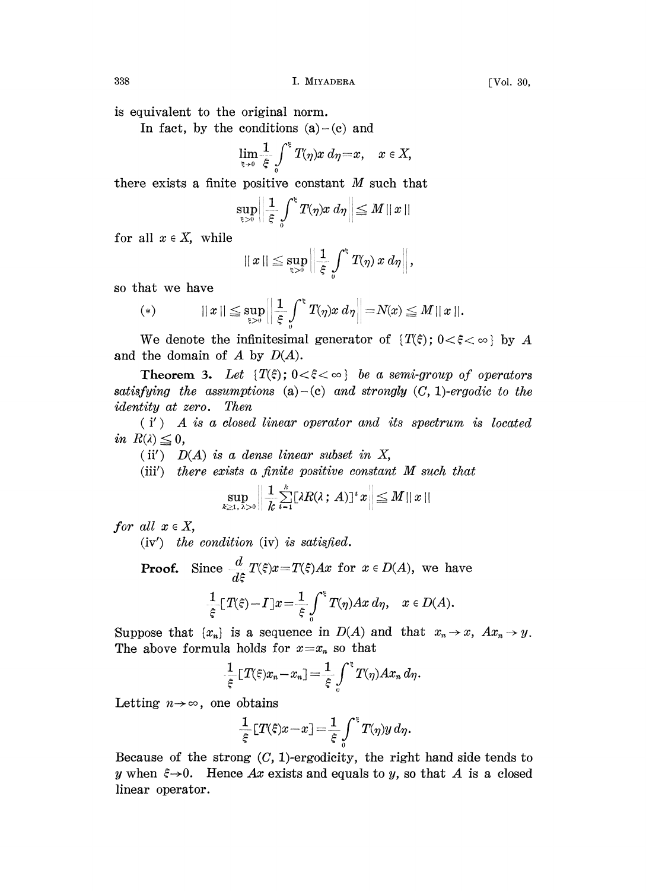is equivalent to the original norm.

In fact, by the conditions (a)–(c) and

$$\lim_{\xi \to 0} \frac{1}{\xi} \int_0^\xi T(\eta) x \, d\eta = x, \quad x \in X,$$

there exists a finite positive constant $M$ such that

$$\sup_{\xi > 0} \left\| \frac{1}{\xi} \int_0^\xi T(\eta) x \, d\eta \right\| \leqq M \| x \|$$

for all $x \in X$, while

$$\| x \| \leqq \sup_{\xi > 0} \left\| \frac{1}{\xi} \int_0^\xi T(\eta) \, x \, d\eta \right\|,$$

so that we have

$$(*) \qquad \| x \| \leqq \sup_{\xi > 0} \left\| \frac{1}{\xi} \int_0^\xi T(\eta) x \, d\eta \right\| = N(x) \leqq M \| x \|.$$

We denote the infinitesimal generator of $\{T(\xi); 0 < \xi < \infty\}$ by $A$ and the domain of $A$ by $D(A)$.

**Theorem 3.** *Let $\{T(\xi); 0 < \xi < \infty\}$ be a semi-group of operators satisfying the assumptions* (a)–(c) *and strongly* $(C, 1)$*-ergodic to the identity at zero. Then*

(i′) *$A$ is a closed linear operator and its spectrum is located in $R(\lambda) \leqq 0$,*

(ii′) *$D(A)$ is a dense linear subset in $X$,*

(iii′) *there exists a finite positive constant $M$ such that*

$$\sup_{k \geqq 1, \lambda > 0} \left\| \frac{1}{k} \sum_{i=1}^k [\lambda R(\lambda; A)]^i x \right\| \leqq M \| x \|$$

*for all $x \in X$,*

(iv′) *the condition* (iv) *is satisfied.*

**Proof.** Since $\dfrac{d}{d\xi} T(\xi) x = T(\xi) A x$ for $x \in D(A)$, we have

$$\frac{1}{\xi} [T(\xi) - I] x = \frac{1}{\xi} \int_0^\xi T(\eta) A x \, d\eta, \quad x \in D(A).$$

Suppose that $\{x_n\}$ is a sequence in $D(A)$ and that $x_n \to x$, $A x_n \to y$. The above formula holds for $x = x_n$ so that

$$\frac{1}{\xi} [T(\xi) x_n - x_n] = \frac{1}{\xi} \int_0^\xi T(\eta) A x_n \, d\eta.$$

Letting $n \to \infty$, one obtains

$$\frac{1}{\xi} [T(\xi) x - x] = \frac{1}{\xi} \int_0^\xi T(\eta) y \, d\eta.$$

Because of the strong $(C, 1)$-ergodicity, the right hand side tends to $y$ when $\xi \to 0$. Hence $Ax$ exists and equals to $y$, so that $A$ is a closed linear operator.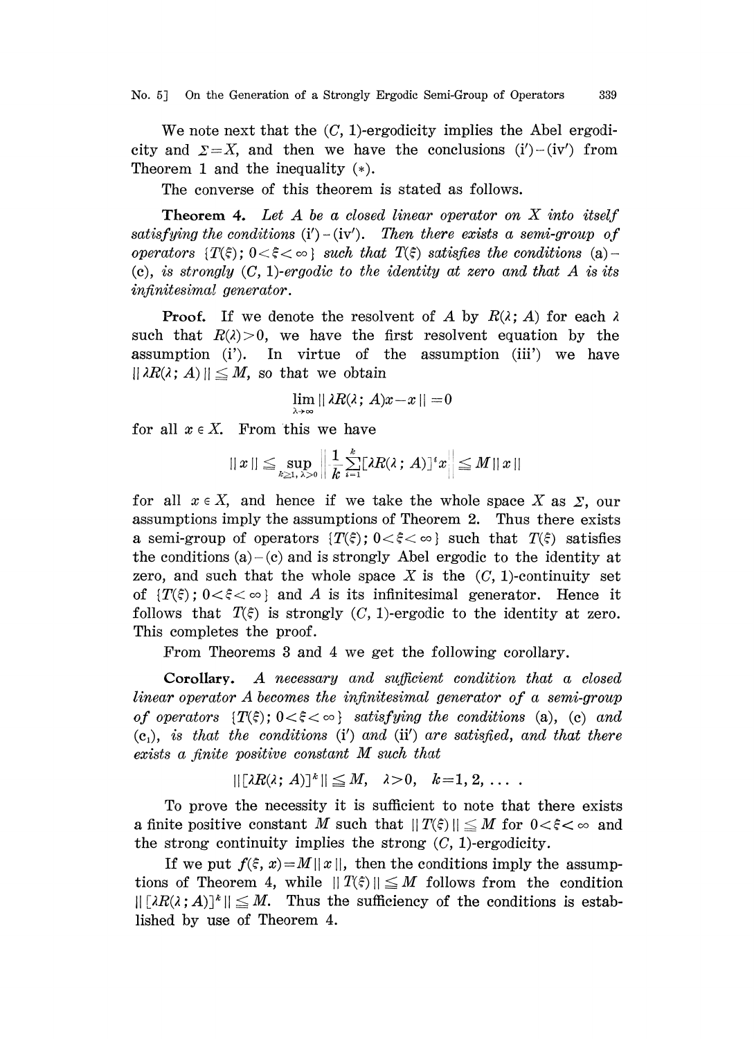We note next that the $(C, 1)$-ergodicity implies the Abel ergodicity and $\Sigma = X$, and then we have the conclusions (i')–(iv') from Theorem 1 and the inequality $(*)$.

The converse of this theorem is stated as follows.

**Theorem 4.** *Let $A$ be a closed linear operator on $X$ into itself satisfying the conditions* (i')–(iv'). *Then there exists a semi-group of operators $\{T(\xi); 0<\xi<\infty\}$ such that $T(\xi)$ satisfies the conditions* (a)–(c), *is strongly $(C, 1)$-ergodic to the identity at zero and that $A$ is its infinitesimal generator.*

**Proof.** If we denote the resolvent of $A$ by $R(\lambda; A)$ for each $\lambda$ such that $R(\lambda)>0$, we have the first resolvent equation by the assumption (i'). In virtue of the assumption (iii') we have $\| \lambda R(\lambda; A) \| \leqq M$, so that we obtain

$$\lim_{\lambda\to\infty} \| \lambda R(\lambda; A)x - x \| = 0$$

for all $x \in X$. From this we have

$$\| x \| \leqq \sup_{k\geqq 1,\, \lambda>0} \left\| \frac{1}{k} \sum_{i=1}^{k} [\lambda R(\lambda; A)]^i x \right\| \leqq M \| x \|$$

for all $x \in X$, and hence if we take the whole space $X$ as $\Sigma$, our assumptions imply the assumptions of Theorem 2. Thus there exists a semi-group of operators $\{T(\xi); 0<\xi<\infty\}$ such that $T(\xi)$ satisfies the conditions (a)–(c) and is strongly Abel ergodic to the identity at zero, and such that the whole space $X$ is the $(C, 1)$-continuity set of $\{T(\xi); 0<\xi<\infty\}$ and $A$ is its infinitesimal generator. Hence it follows that $T(\xi)$ is strongly $(C, 1)$-ergodic to the identity at zero. This completes the proof.

From Theorems 3 and 4 we get the following corollary.

**Corollary.** *A necessary and sufficient condition that a closed linear operator $A$ becomes the infinitesimal generator of a semi-group of operators $\{T(\xi); 0<\xi<\infty\}$ satisfying the conditions* (a), (c) *and* ($c_1$), *is that the conditions* (i') *and* (ii') *are satisfied, and that there exists a finite positive constant $M$ such that*

$$\| [\lambda R(\lambda; A)]^k \| \leqq M, \quad \lambda>0, \quad k=1, 2, \ldots .$$

To prove the necessity it is sufficient to note that there exists a finite positive constant $M$ such that $\| T(\xi) \| \leqq M$ for $0<\xi<\infty$ and the strong continuity implies the strong $(C, 1)$-ergodicity.

If we put $f(\xi, x) = M \| x \|$, then the conditions imply the assumptions of Theorem 4, while $\| T(\xi) \| \leqq M$ follows from the condition $\| [\lambda R(\lambda; A)]^k \| \leqq M$. Thus the sufficiency of the conditions is established by use of Theorem 4.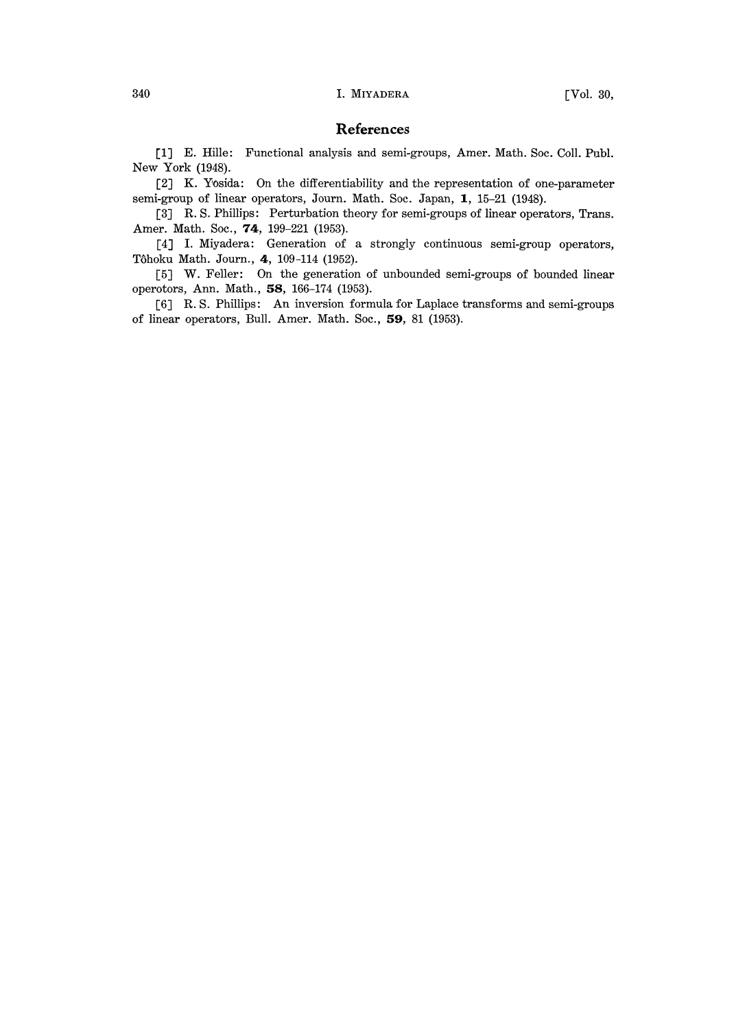## References

[1] E. Hille: Functional analysis and semi-groups, Amer. Math. Soc. Coll. Publ. New York (1948).

[2] K. Yosida: On the differentiability and the representation of one-parameter semi-group of linear operators, Journ. Math. Soc. Japan, **1**, 15–21 (1948).

[3] R. S. Phillips: Perturbation theory for semi-groups of linear operators, Trans. Amer. Math. Soc., **74**, 199–221 (1953).

[4] I. Miyadera: Generation of a strongly continuous semi-group operators, Tôhoku Math. Journ., **4**, 109–114 (1952).

[5] W. Feller: On the generation of unbounded semi-groups of bounded linear operotors, Ann. Math., **58**, 166–174 (1953).

[6] R. S. Phillips: An inversion formula for Laplace transforms and semi-groups of linear operators, Bull. Amer. Math. Soc., **59**, 81 (1953).